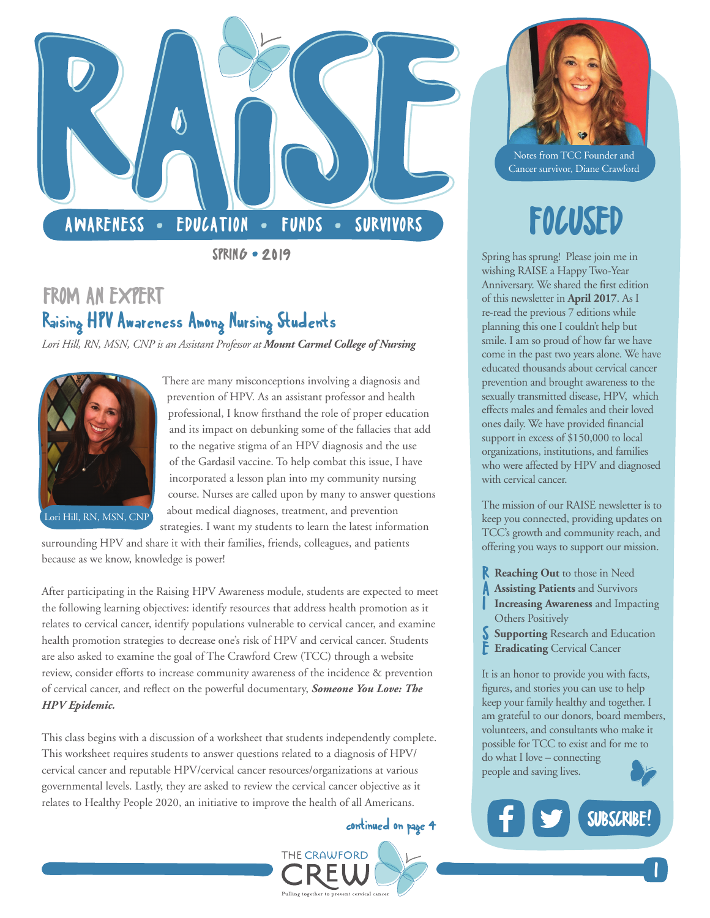# RAISE

AWARENESS • EDUCATION • FUNDS • SURVIVORS

SPRING • 2019

## FROM AN EXPERT

### Raising HPV Awareness Among Nursing Students

*Lori Hill, RN, MSN, CNP is an Assistant Professor at* ***Mount Carmel College of Nursing***

Lori Hill, RN, MSN, CNP

There are many misconceptions involving a diagnosis and prevention of HPV. As an assistant professor and health professional, I know firsthand the role of proper education and its impact on debunking some of the fallacies that add to the negative stigma of an HPV diagnosis and the use of the Gardasil vaccine. To help combat this issue, I have incorporated a lesson plan into my community nursing course. Nurses are called upon by many to answer questions about medical diagnoses, treatment, and prevention strategies. I want my students to learn the latest information surrounding HPV and share it with their families, friends, colleagues, and patients because as we know, knowledge is power!

After participating in the Raising HPV Awareness module, students are expected to meet the following learning objectives: identify resources that address health promotion as it relates to cervical cancer, identify populations vulnerable to cervical cancer, and examine health promotion strategies to decrease one's risk of HPV and cervical cancer. Students are also asked to examine the goal of The Crawford Crew (TCC) through a website review, consider efforts to increase community awareness of the incidence & prevention of cervical cancer, and reflect on the powerful documentary, ***Someone You Love: The HPV Epidemic.***

This class begins with a discussion of a worksheet that students independently complete. This worksheet requires students to answer questions related to a diagnosis of HPV/ cervical cancer and reputable HPV/cervical cancer resources/organizations at various governmental levels. Lastly, they are asked to review the cervical cancer objective as it relates to Healthy People 2020, an initiative to improve the health of all Americans.

continued on page 4

THE CRAWFORD CREW
Pulling together to prevent cervical cancer

---

Notes from TCC Founder and Cancer survivor, Diane Crawford

## FOCUSED

Spring has sprung! Please join me in wishing RAISE a Happy Two-Year Anniversary. We shared the first edition of this newsletter in **April 2017**. As I re-read the previous 7 editions while planning this one I couldn't help but smile. I am so proud of how far we have come in the past two years alone. We have educated thousands about cervical cancer prevention and brought awareness to the sexually transmitted disease, HPV, which effects males and females and their loved ones daily. We have provided financial support in excess of $150,000 to local organizations, institutions, and families who were affected by HPV and diagnosed with cervical cancer.

The mission of our RAISE newsletter is to keep you connected, providing updates on TCC's growth and community reach, and offering you ways to support our mission.

- **R** **Reaching Out** to those in Need
- **A** **Assisting Patients** and Survivors
- **I** **Increasing Awareness** and Impacting Others Positively
- **S** **Supporting** Research and Education
- **E** **Eradicating** Cervical Cancer

It is an honor to provide you with facts, figures, and stories you can use to help keep your family healthy and together. I am grateful to our donors, board members, volunteers, and consultants who make it possible for TCC to exist and for me to do what I love – connecting people and saving lives.

SUBSCRIBE!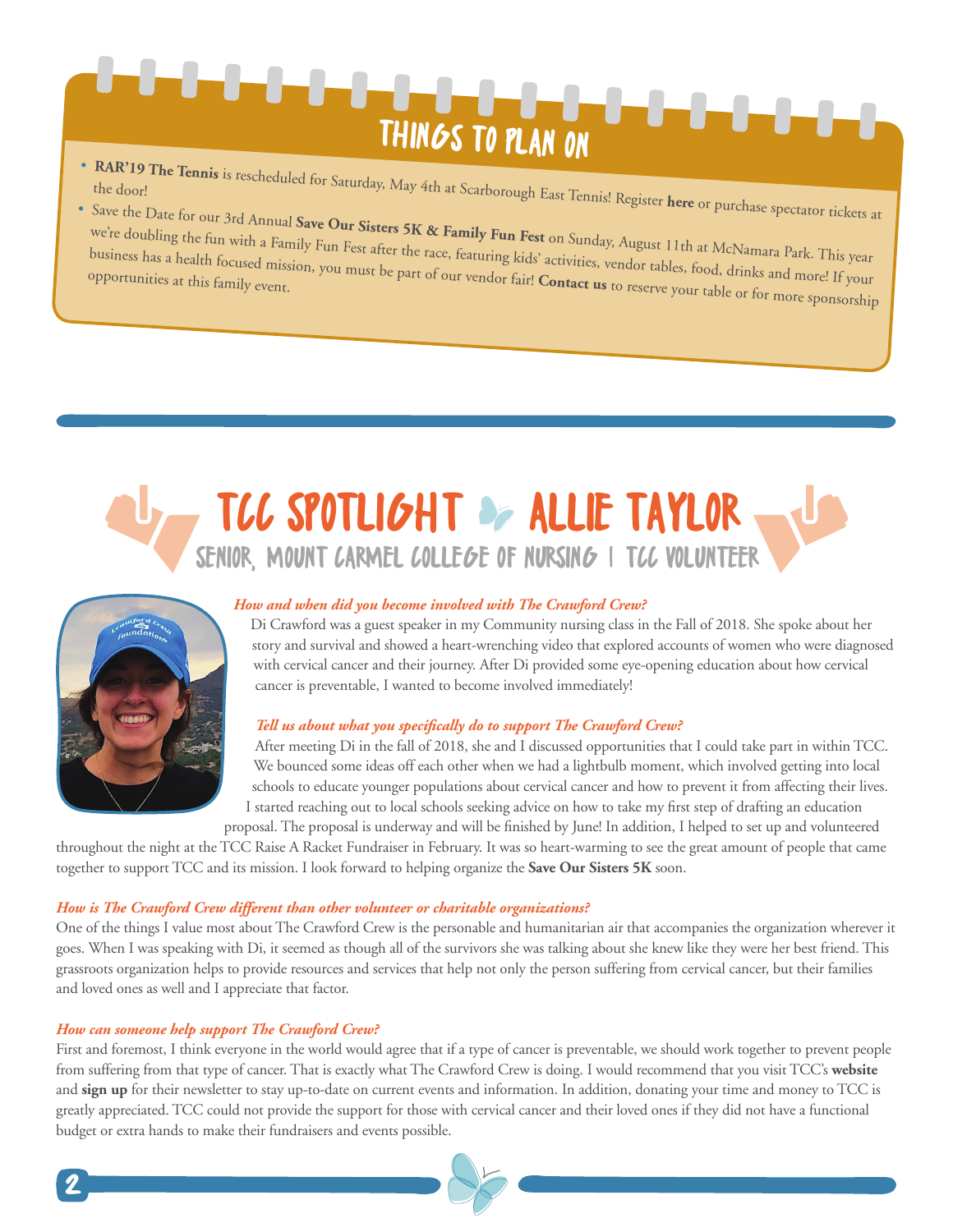# THINGS TO PLAN ON

- **RAR'19 The Tennis** is rescheduled for Saturday, May 4th at Scarborough East Tennis! Register **here** or purchase spectator tickets at the door!
- Save the Date for our 3rd Annual **Save Our Sisters 5K & Family Fun Fest** on Sunday, August 11th at McNamara Park. This year we're doubling the fun with a Family Fun Fest after the race, featuring kids' activities, vendor tables, food, drinks and more! If your business has a health focused mission, you must be part of our vendor fair! **Contact us** to reserve your table or for more sponsorship opportunities at this family event.

# TCC SPOTLIGHT ALLIE TAYLOR

## SENIOR, MOUNT CARMEL COLLEGE OF NURSING | TCC VOLUNTEER

***How and when did you become involved with The Crawford Crew?***

Di Crawford was a guest speaker in my Community nursing class in the Fall of 2018. She spoke about her story and survival and showed a heart-wrenching video that explored accounts of women who were diagnosed with cervical cancer and their journey. After Di provided some eye-opening education about how cervical cancer is preventable, I wanted to become involved immediately!

***Tell us about what you specifically do to support The Crawford Crew?***

After meeting Di in the fall of 2018, she and I discussed opportunities that I could take part in within TCC. We bounced some ideas off each other when we had a lightbulb moment, which involved getting into local schools to educate younger populations about cervical cancer and how to prevent it from affecting their lives. I started reaching out to local schools seeking advice on how to take my first step of drafting an education proposal. The proposal is underway and will be finished by June! In addition, I helped to set up and volunteered throughout the night at the TCC Raise A Racket Fundraiser in February. It was so heart-warming to see the great amount of people that came together to support TCC and its mission. I look forward to helping organize the **Save Our Sisters 5K** soon.

***How is The Crawford Crew different than other volunteer or charitable organizations?***

One of the things I value most about The Crawford Crew is the personable and humanitarian air that accompanies the organization wherever it goes. When I was speaking with Di, it seemed as though all of the survivors she was talking about she knew like they were her best friend. This grassroots organization helps to provide resources and services that help not only the person suffering from cervical cancer, but their families and loved ones as well and I appreciate that factor.

***How can someone help support The Crawford Crew?***

First and foremost, I think everyone in the world would agree that if a type of cancer is preventable, we should work together to prevent people from suffering from that type of cancer. That is exactly what The Crawford Crew is doing. I would recommend that you visit TCC's **website** and **sign up** for their newsletter to stay up-to-date on current events and information. In addition, donating your time and money to TCC is greatly appreciated. TCC could not provide the support for those with cervical cancer and their loved ones if they did not have a functional budget or extra hands to make their fundraisers and events possible.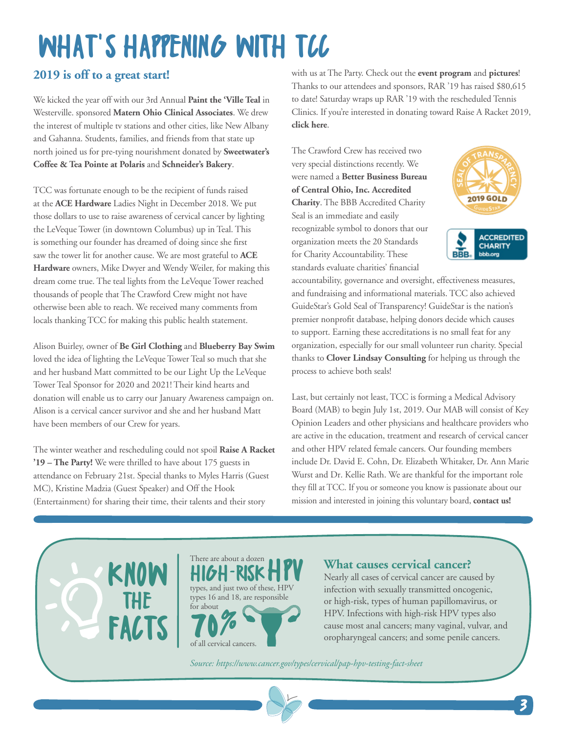# WHAT'S HAPPENING WITH TCC

## 2019 is off to a great start!

We kicked the year off with our 3rd Annual **Paint the 'Ville Teal** in Westerville. sponsored **Matern Ohio Clinical Associates**. We drew the interest of multiple tv stations and other cities, like New Albany and Gahanna. Students, families, and friends from that state up north joined us for pre-tying nourishment donated by **Sweetwater's Coffee & Tea Pointe at Polaris** and **Schneider's Bakery**.

TCC was fortunate enough to be the recipient of funds raised at the **ACE Hardware** Ladies Night in December 2018. We put those dollars to use to raise awareness of cervical cancer by lighting the LeVeque Tower (in downtown Columbus) up in Teal. This is something our founder has dreamed of doing since she first saw the tower lit for another cause. We are most grateful to **ACE Hardware** owners, Mike Dwyer and Wendy Weiler, for making this dream come true. The teal lights from the LeVeque Tower reached thousands of people that The Crawford Crew might not have otherwise been able to reach. We received many comments from locals thanking TCC for making this public health statement.

Alison Buirley, owner of **Be Girl Clothing** and **Blueberry Bay Swim** loved the idea of lighting the LeVeque Tower Teal so much that she and her husband Matt committed to be our Light Up the LeVeque Tower Teal Sponsor for 2020 and 2021! Their kind hearts and donation will enable us to carry our January Awareness campaign on. Alison is a cervical cancer survivor and she and her husband Matt have been members of our Crew for years.

The winter weather and rescheduling could not spoil **Raise A Racket '19 – The Party!** We were thrilled to have about 175 guests in attendance on February 21st. Special thanks to Myles Harris (Guest MC), Kristine Madzia (Guest Speaker) and Off the Hook (Entertainment) for sharing their time, their talents and their story with us at The Party. Check out the **event program** and **pictures**! Thanks to our attendees and sponsors, RAR '19 has raised $80,615 to date! Saturday wraps up RAR '19 with the rescheduled Tennis Clinics. If you're interested in donating toward Raise A Racket 2019, **click here**.

The Crawford Crew has received two very special distinctions recently. We were named a **Better Business Bureau of Central Ohio, Inc. Accredited Charity**. The BBB Accredited Charity Seal is an immediate and easily recognizable symbol to donors that our organization meets the 20 Standards for Charity Accountability. These standards evaluate charities' financial accountability, governance and oversight, effectiveness measures, and fundraising and informational materials. TCC also achieved GuideStar's Gold Seal of Transparency! GuideStar is the nation's premier nonprofit database, helping donors decide which causes to support. Earning these accreditations is no small feat for any organization, especially for our small volunteer run charity. Special thanks to **Clover Lindsay Consulting** for helping us through the process to achieve both seals!

SEAL OF TRANSPARENCY 2019 GOLD GuideStar

ACCREDITED CHARITY BBB bbb.org

Last, but certainly not least, TCC is forming a Medical Advisory Board (MAB) to begin July 1st, 2019. Our MAB will consist of Key Opinion Leaders and other physicians and healthcare providers who are active in the education, treatment and research of cervical cancer and other HPV related female cancers. Our founding members include Dr. David E. Cohn, Dr. Elizabeth Whitaker, Dr. Ann Marie Wurst and Dr. Kellie Rath. We are thankful for the important role they fill at TCC. If you or someone you know is passionate about our mission and interested in joining this voluntary board, **contact us!**

## KNOW THE FACTS

There are about a dozen **HIGH-RISK HPV** types, and just two of these, HPV types 16 and 18, are responsible for about **70%** of all cervical cancers.

### What causes cervical cancer?

Nearly all cases of cervical cancer are caused by infection with sexually transmitted oncogenic, or high-risk, types of human papillomavirus, or HPV. Infections with high-risk HPV types also cause most anal cancers; many vaginal, vulvar, and oropharyngeal cancers; and some penile cancers.

*Source: https://www.cancer.gov/types/cervical/pap-hpv-testing-fact-sheet*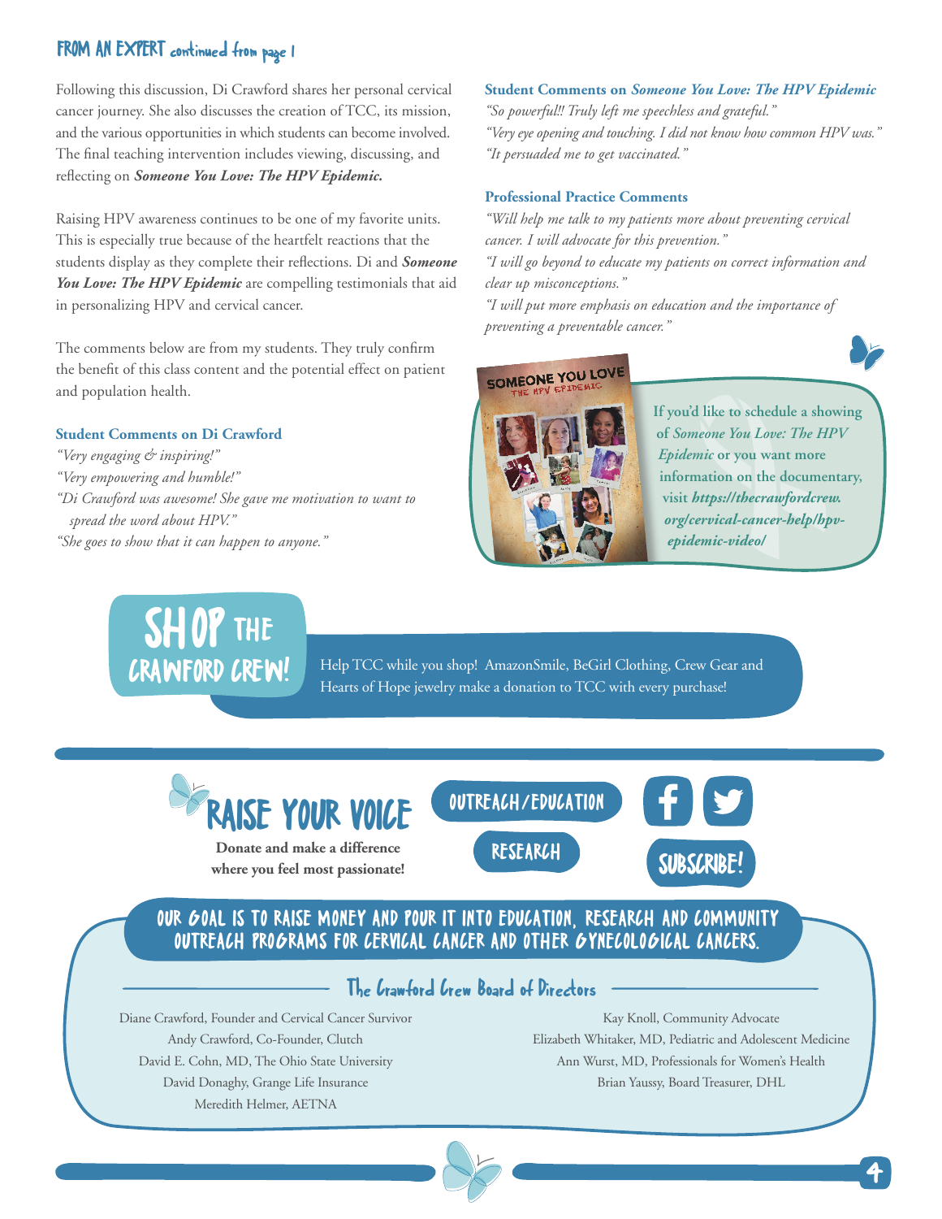## FROM AN EXPERT continued from page 1

Following this discussion, Di Crawford shares her personal cervical cancer journey. She also discusses the creation of TCC, its mission, and the various opportunities in which students can become involved. The final teaching intervention includes viewing, discussing, and reflecting on ***Someone You Love: The HPV Epidemic.***

Raising HPV awareness continues to be one of my favorite units. This is especially true because of the heartfelt reactions that the students display as they complete their reflections. Di and ***Someone You Love: The HPV Epidemic*** are compelling testimonials that aid in personalizing HPV and cervical cancer.

The comments below are from my students. They truly confirm the benefit of this class content and the potential effect on patient and population health.

**Student Comments on Di Crawford**

*"Very engaging & inspiring!"*
*"Very empowering and humble!"*
*"Di Crawford was awesome! She gave me motivation to want to spread the word about HPV."*
*"She goes to show that it can happen to anyone."*

**Student Comments on *Someone You Love: The HPV Epidemic***

*"So powerful!! Truly left me speechless and grateful."*
*"Very eye opening and touching. I did not know how common HPV was."*
*"It persuaded me to get vaccinated."*

**Professional Practice Comments**

*"Will help me talk to my patients more about preventing cervical cancer. I will advocate for this prevention."*
*"I will go beyond to educate my patients on correct information and clear up misconceptions."*
*"I will put more emphasis on education and the importance of preventing a preventable cancer."*

SOMEONE YOU LOVE
THE HPV EPIDEMIC

**If you'd like to schedule a showing of *Someone You Love: The HPV Epidemic* or you want more information on the documentary, visit *https://thecrawfordcrew.org/cervical-cancer-help/hpv-epidemic-video/***

## SHOP THE CRAWFORD CREW!

Help TCC while you shop! AmazonSmile, BeGirl Clothing, Crew Gear and Hearts of Hope jewelry make a donation to TCC with every purchase!

## RAISE YOUR VOICE

**Donate and make a difference where you feel most passionate!**

OUTREACH/EDUCATION

RESEARCH

SUBSCRIBE!

### OUR GOAL IS TO RAISE MONEY AND POUR IT INTO EDUCATION, RESEARCH AND COMMUNITY OUTREACH PROGRAMS FOR CERVICAL CANCER AND OTHER GYNECOLOGICAL CANCERS.

### The Crawford Crew Board of Directors

Diane Crawford, Founder and Cervical Cancer Survivor
Andy Crawford, Co-Founder, Clutch
David E. Cohn, MD, The Ohio State University
David Donaghy, Grange Life Insurance
Meredith Helmer, AETNA
Kay Knoll, Community Advocate
Elizabeth Whitaker, MD, Pediatric and Adolescent Medicine
Ann Wurst, MD, Professionals for Women's Health
Brian Yaussy, Board Treasurer, DHL